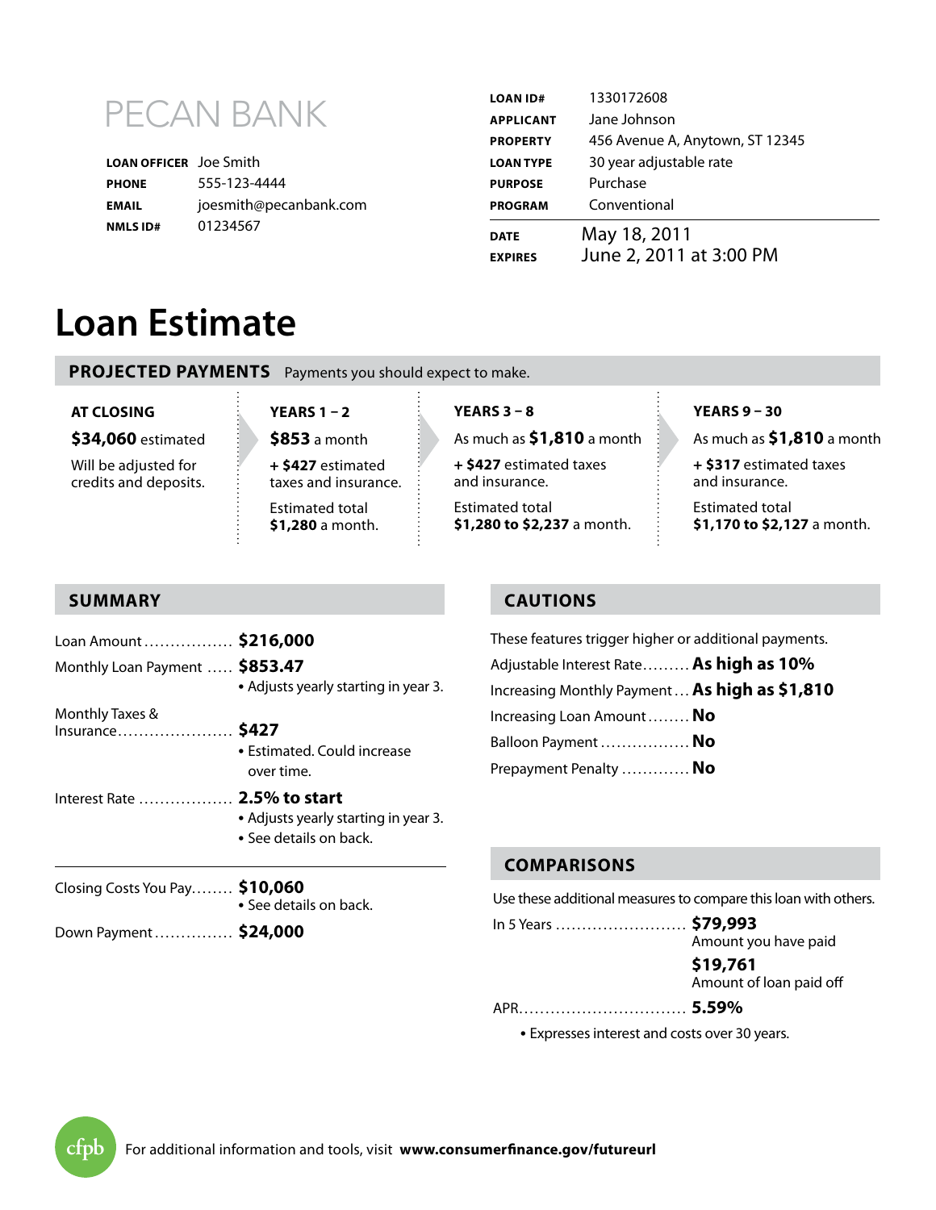PECAN BANK

**LOAN OFFICER** Joe Smith
**PHONE** 555-123-4444
**EMAIL** joesmith@pecanbank.com
**NMLS ID#** 01234567

| | |
|---|---|
| **LOAN ID#** | 1330172608 |
| **APPLICANT** | Jane Johnson |
| **PROPERTY** | 456 Avenue A, Anytown, ST 12345 |
| **LOAN TYPE** | 30 year adjustable rate |
| **PURPOSE** | Purchase |
| **PROGRAM** | Conventional |
| **DATE** | May 18, 2011 |
| **EXPIRES** | June 2, 2011 at 3:00 PM |

# Loan Estimate

## PROJECTED PAYMENTS

Payments you should expect to make.

| AT CLOSING | YEARS 1 – 2 | YEARS 3 – 8 | YEARS 9 – 30 |
|---|---|---|---|
| **$34,060** estimated | **$853** a month | As much as **$1,810** a month | As much as **$1,810** a month |
| Will be adjusted for credits and deposits. | **+ $427** estimated taxes and insurance. | **+ $427** estimated taxes and insurance. | **+ $317** estimated taxes and insurance. |
| | Estimated total **$1,280** a month. | Estimated total **$1,280 to $2,237** a month. | Estimated total **$1,170 to $2,127** a month. |

## SUMMARY

Loan Amount ................. **$216,000**

Monthly Loan Payment ..... **$853.47**
- Adjusts yearly starting in year 3.

Monthly Taxes & Insurance ...................... **$427**
- Estimated. Could increase over time.

Interest Rate .................. **2.5% to start**
- Adjusts yearly starting in year 3.
- See details on back.

Closing Costs You Pay........ **$10,060**
- See details on back.

Down Payment ............... **$24,000**

## CAUTIONS

These features trigger higher or additional payments.

Adjustable Interest Rate......... **As high as 10%**
Increasing Monthly Payment ... **As high as $1,810**
Increasing Loan Amount ........ **No**
Balloon Payment ................. **No**
Prepayment Penalty ............. **No**

## COMPARISONS

Use these additional measures to compare this loan with others.

In 5 Years ......................... **$79,993**
Amount you have paid
**$19,761**
Amount of loan paid off

APR................................ **5.59%**
- Expresses interest and costs over 30 years.

cfpb For additional information and tools, visit **www.consumerfinance.gov/futureurl**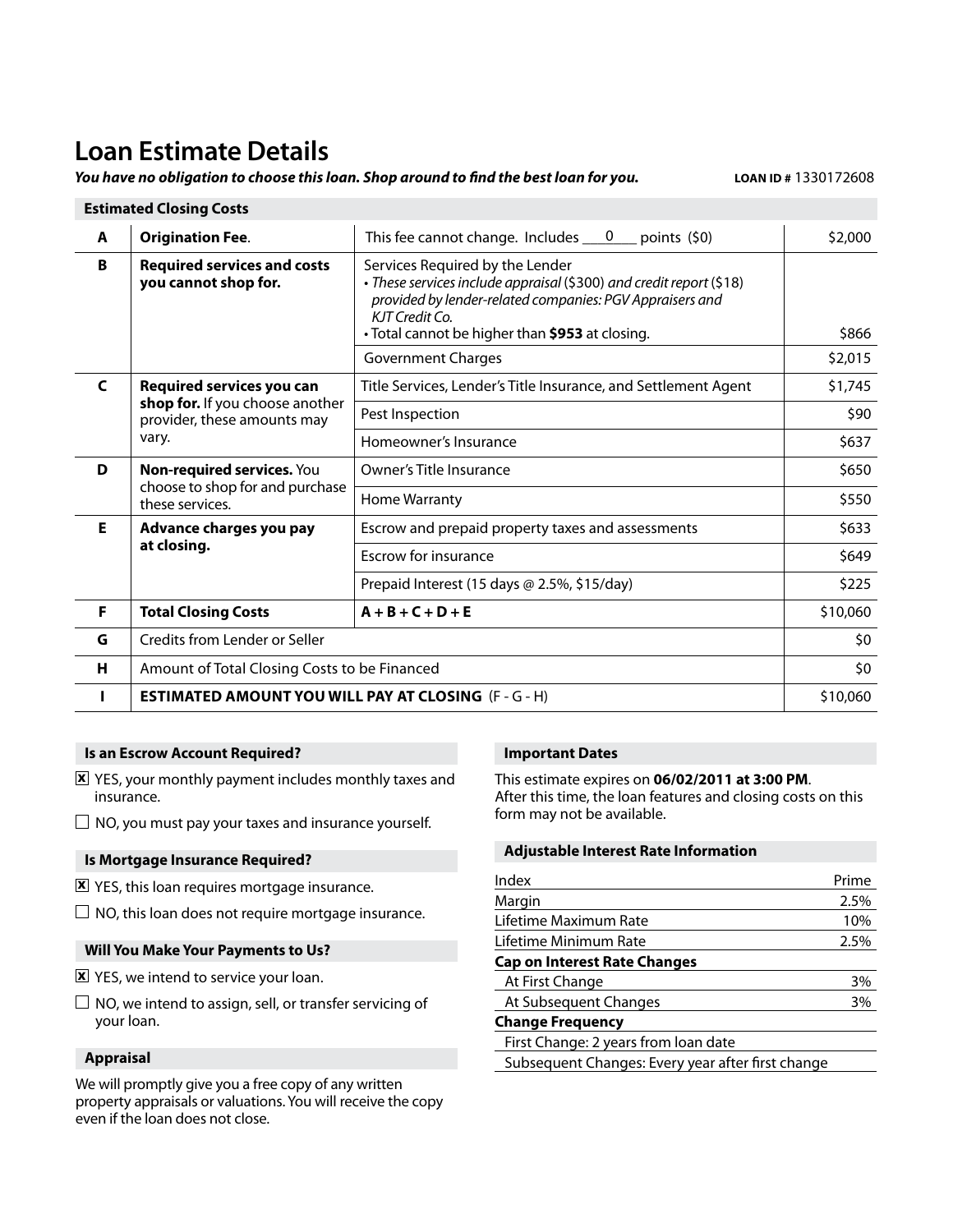# Loan Estimate Details

***You have no obligation to choose this loan. Shop around to find the best loan for you.*** **LOAN ID #** 1330172608

## Estimated Closing Costs

| | | | |
|---|---|---|---|
| **A** | **Origination Fee**. | This fee cannot change. Includes 0 points ($0) | $2,000 |
| **B** | **Required services and costs you cannot shop for.** | Services Required by the Lender • *These services include appraisal* ($300) *and credit report* ($18) *provided by lender-related companies: PGV Appraisers and KJT Credit Co.* • Total cannot be higher than **$953** at closing. | $866 |
| | | Government Charges | $2,015 |
| **C** | **Required services you can shop for.** If you choose another provider, these amounts may vary. | Title Services, Lender's Title Insurance, and Settlement Agent | $1,745 |
| | | Pest Inspection | $90 |
| | | Homeowner's Insurance | $637 |
| **D** | **Non-required services.** You choose to shop for and purchase these services. | Owner's Title Insurance | $650 |
| | | Home Warranty | $550 |
| **E** | **Advance charges you pay at closing.** | Escrow and prepaid property taxes and assessments | $633 |
| | | Escrow for insurance | $649 |
| | | Prepaid Interest (15 days @ 2.5%, $15/day) | $225 |
| **F** | **Total Closing Costs** | **A + B + C + D + E** | $10,060 |
| **G** | Credits from Lender or Seller | | $0 |
| **H** | Amount of Total Closing Costs to be Financed | | $0 |
| **I** | **ESTIMATED AMOUNT YOU WILL PAY AT CLOSING** (F - G - H) | | $10,060 |

### Is an Escrow Account Required?

- [x] YES, your monthly payment includes monthly taxes and insurance.
- [ ] NO, you must pay your taxes and insurance yourself.

### Is Mortgage Insurance Required?

- [x] YES, this loan requires mortgage insurance.
- [ ] NO, this loan does not require mortgage insurance.

### Will You Make Your Payments to Us?

- [x] YES, we intend to service your loan.
- [ ] NO, we intend to assign, sell, or transfer servicing of your loan.

### Appraisal

We will promptly give you a free copy of any written property appraisals or valuations. You will receive the copy even if the loan does not close.

### Important Dates

This estimate expires on **06/02/2011 at 3:00 PM**. After this time, the loan features and closing costs on this form may not be available.

### Adjustable Interest Rate Information

| | |
|---|---|
| Index | Prime |
| Margin | 2.5% |
| Lifetime Maximum Rate | 10% |
| Lifetime Minimum Rate | 2.5% |
| **Cap on Interest Rate Changes** | |
| At First Change | 3% |
| At Subsequent Changes | 3% |
| **Change Frequency** | |
| First Change: 2 years from loan date | |
| Subsequent Changes: Every year after first change | |